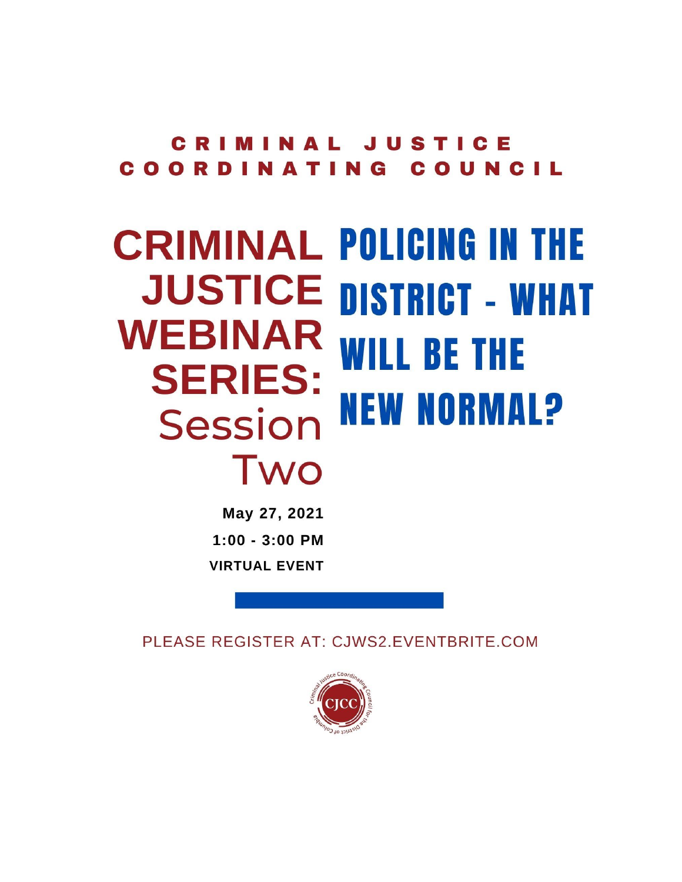# CRIMINAL JUSTICE COORDINATING COUNCIL

## CRIMINAL JUSTICE WEBINAR SERIES: Session Two

## POLICING IN THE DISTRICT - WHAT WILL BE THE NEW NORMAL?

**May 27, 2021**

**1:00 - 3:00 PM**

**VIRTUAL EVENT**

PLEASE REGISTER AT: CJWS2.EVENTBRITE.COM

CJCC — Criminal Justice Coordinating Council for the District of Columbia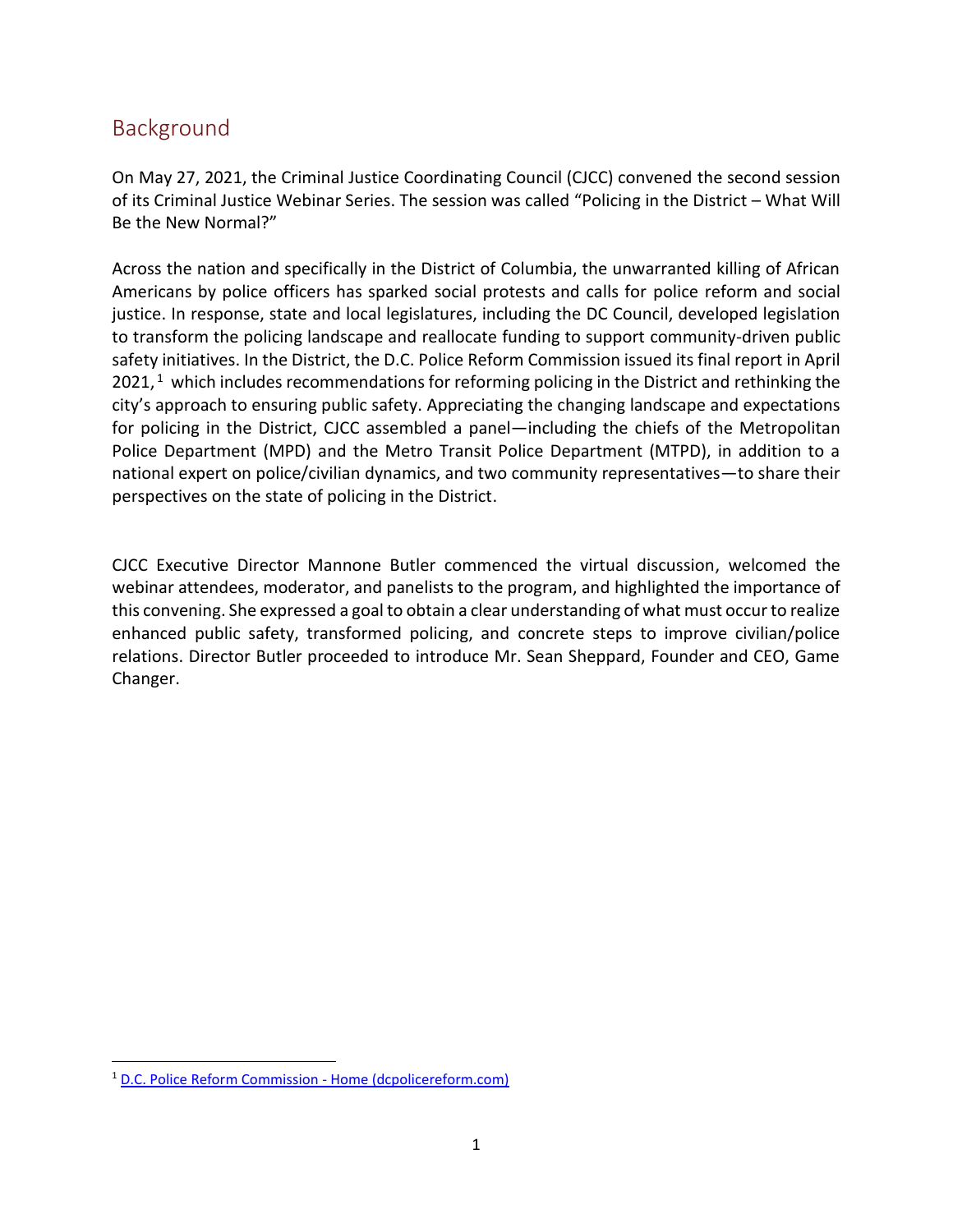## Background

On May 27, 2021, the Criminal Justice Coordinating Council (CJCC) convened the second session of its Criminal Justice Webinar Series. The session was called "Policing in the District – What Will Be the New Normal?"

Across the nation and specifically in the District of Columbia, the unwarranted killing of African Americans by police officers has sparked social protests and calls for police reform and social justice. In response, state and local legislatures, including the DC Council, developed legislation to transform the policing landscape and reallocate funding to support community-driven public safety initiatives. In the District, the D.C. Police Reform Commission issued its final report in April 2021,[1] which includes recommendations for reforming policing in the District and rethinking the city's approach to ensuring public safety. Appreciating the changing landscape and expectations for policing in the District, CJCC assembled a panel—including the chiefs of the Metropolitan Police Department (MPD) and the Metro Transit Police Department (MTPD), in addition to a national expert on police/civilian dynamics, and two community representatives—to share their perspectives on the state of policing in the District.

CJCC Executive Director Mannone Butler commenced the virtual discussion, welcomed the webinar attendees, moderator, and panelists to the program, and highlighted the importance of this convening. She expressed a goal to obtain a clear understanding of what must occur to realize enhanced public safety, transformed policing, and concrete steps to improve civilian/police relations. Director Butler proceeded to introduce Mr. Sean Sheppard, Founder and CEO, Game Changer.

---

[1] D.C. Police Reform Commission - Home (dcpolicereform.com)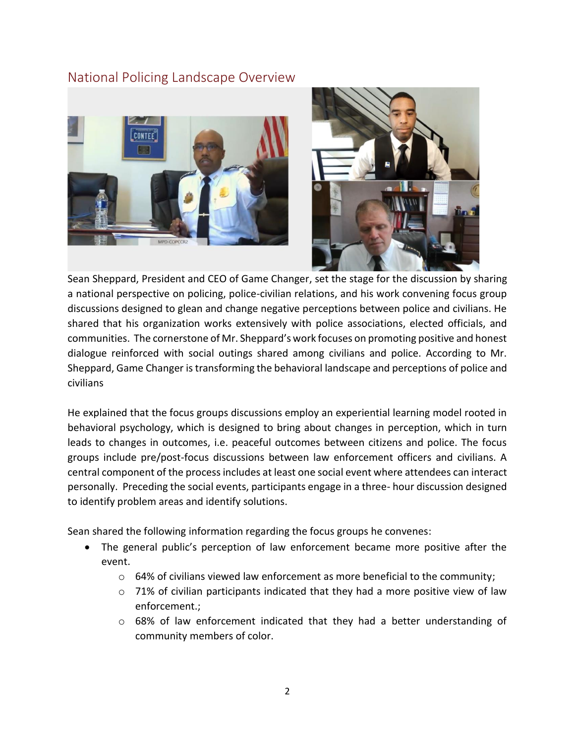## National Policing Landscape Overview

Sean Sheppard, President and CEO of Game Changer, set the stage for the discussion by sharing a national perspective on policing, police-civilian relations, and his work convening focus group discussions designed to glean and change negative perceptions between police and civilians. He shared that his organization works extensively with police associations, elected officials, and communities. The cornerstone of Mr. Sheppard's work focuses on promoting positive and honest dialogue reinforced with social outings shared among civilians and police. According to Mr. Sheppard, Game Changer is transforming the behavioral landscape and perceptions of police and civilians

He explained that the focus groups discussions employ an experiential learning model rooted in behavioral psychology, which is designed to bring about changes in perception, which in turn leads to changes in outcomes, i.e. peaceful outcomes between citizens and police. The focus groups include pre/post-focus discussions between law enforcement officers and civilians. A central component of the process includes at least one social event where attendees can interact personally. Preceding the social events, participants engage in a three- hour discussion designed to identify problem areas and identify solutions.

Sean shared the following information regarding the focus groups he convenes:

- The general public's perception of law enforcement became more positive after the event.
  - 64% of civilians viewed law enforcement as more beneficial to the community;
  - 71% of civilian participants indicated that they had a more positive view of law enforcement.;
  - 68% of law enforcement indicated that they had a better understanding of community members of color.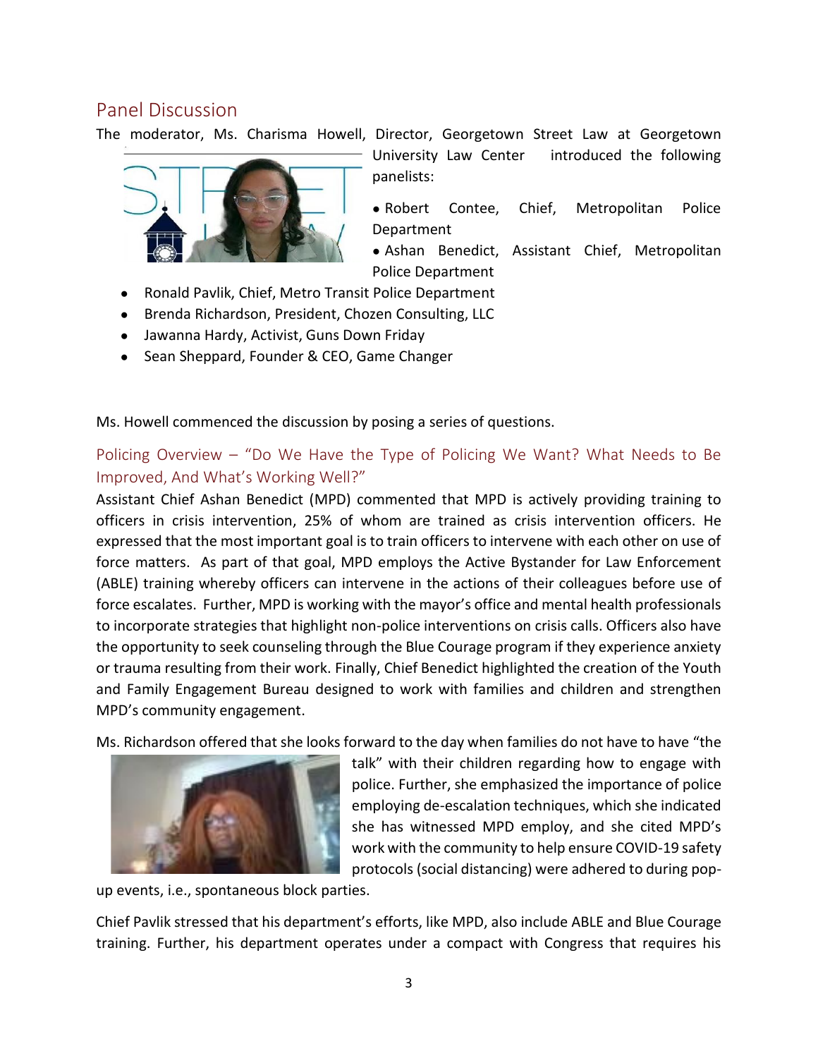## Panel Discussion

The moderator, Ms. Charisma Howell, Director, Georgetown Street Law at Georgetown University Law Center introduced the following panelists:

- Robert Contee, Chief, Metropolitan Police Department
- Ashan Benedict, Assistant Chief, Metropolitan Police Department
- Ronald Pavlik, Chief, Metro Transit Police Department
- Brenda Richardson, President, Chozen Consulting, LLC
- Jawanna Hardy, Activist, Guns Down Friday
- Sean Sheppard, Founder & CEO, Game Changer

Ms. Howell commenced the discussion by posing a series of questions.

### Policing Overview – "Do We Have the Type of Policing We Want? What Needs to Be Improved, And What's Working Well?"

Assistant Chief Ashan Benedict (MPD) commented that MPD is actively providing training to officers in crisis intervention, 25% of whom are trained as crisis intervention officers. He expressed that the most important goal is to train officers to intervene with each other on use of force matters. As part of that goal, MPD employs the Active Bystander for Law Enforcement (ABLE) training whereby officers can intervene in the actions of their colleagues before use of force escalates. Further, MPD is working with the mayor's office and mental health professionals to incorporate strategies that highlight non-police interventions on crisis calls. Officers also have the opportunity to seek counseling through the Blue Courage program if they experience anxiety or trauma resulting from their work. Finally, Chief Benedict highlighted the creation of the Youth and Family Engagement Bureau designed to work with families and children and strengthen MPD's community engagement.

Ms. Richardson offered that she looks forward to the day when families do not have to have "the talk" with their children regarding how to engage with police. Further, she emphasized the importance of police employing de-escalation techniques, which she indicated she has witnessed MPD employ, and she cited MPD's work with the community to help ensure COVID-19 safety protocols (social distancing) were adhered to during pop-up events, i.e., spontaneous block parties.

Chief Pavlik stressed that his department's efforts, like MPD, also include ABLE and Blue Courage training. Further, his department operates under a compact with Congress that requires his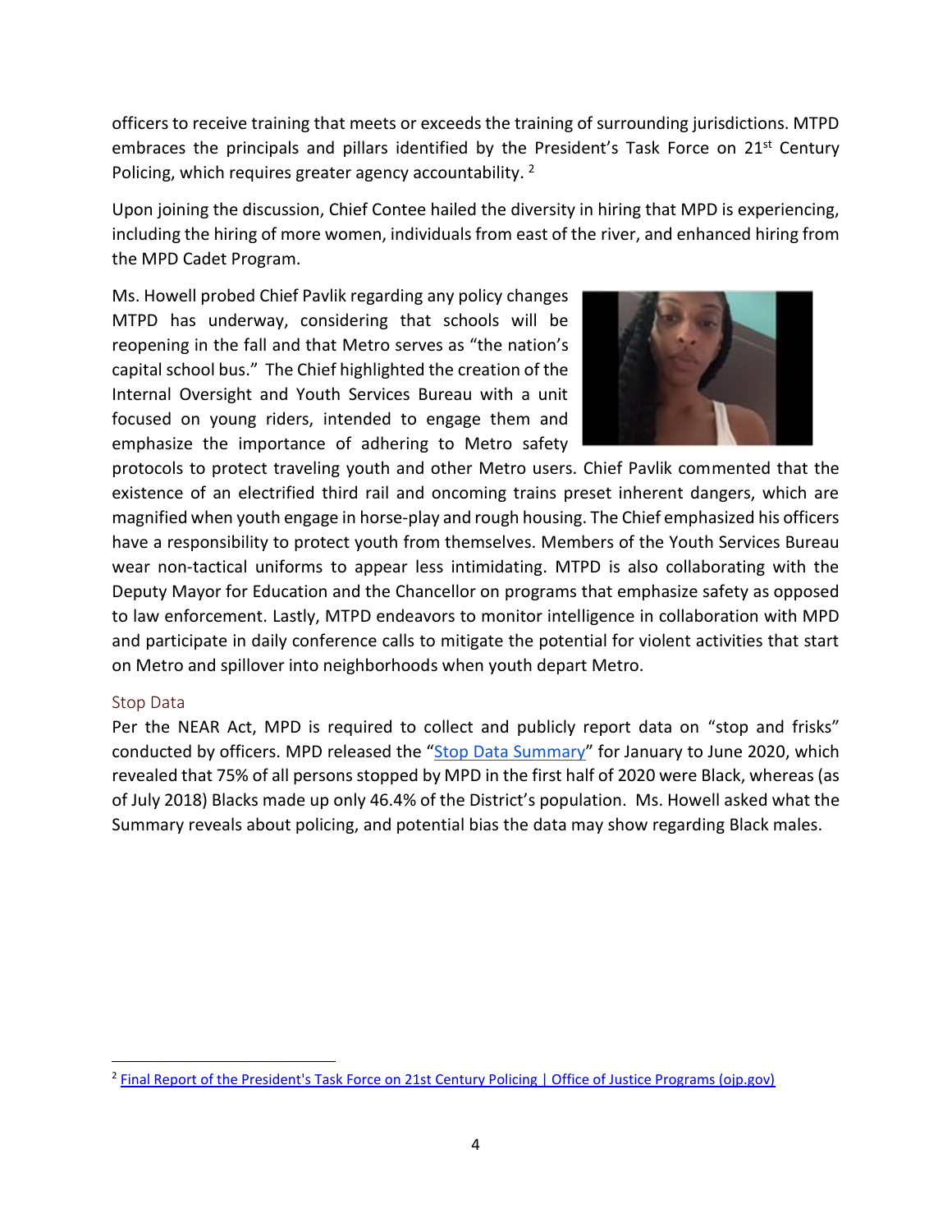officers to receive training that meets or exceeds the training of surrounding jurisdictions. MTPD embraces the principals and pillars identified by the President's Task Force on 21st Century Policing, which requires greater agency accountability. [2]

Upon joining the discussion, Chief Contee hailed the diversity in hiring that MPD is experiencing, including the hiring of more women, individuals from east of the river, and enhanced hiring from the MPD Cadet Program.

Ms. Howell probed Chief Pavlik regarding any policy changes MTPD has underway, considering that schools will be reopening in the fall and that Metro serves as "the nation's capital school bus." The Chief highlighted the creation of the Internal Oversight and Youth Services Bureau with a unit focused on young riders, intended to engage them and emphasize the importance of adhering to Metro safety protocols to protect traveling youth and other Metro users. Chief Pavlik commented that the existence of an electrified third rail and oncoming trains preset inherent dangers, which are magnified when youth engage in horse-play and rough housing. The Chief emphasized his officers have a responsibility to protect youth from themselves. Members of the Youth Services Bureau wear non-tactical uniforms to appear less intimidating. MTPD is also collaborating with the Deputy Mayor for Education and the Chancellor on programs that emphasize safety as opposed to law enforcement. Lastly, MTPD endeavors to monitor intelligence in collaboration with MPD and participate in daily conference calls to mitigate the potential for violent activities that start on Metro and spillover into neighborhoods when youth depart Metro.

### Stop Data

Per the NEAR Act, MPD is required to collect and publicly report data on "stop and frisks" conducted by officers. MPD released the "Stop Data Summary" for January to June 2020, which revealed that 75% of all persons stopped by MPD in the first half of 2020 were Black, whereas (as of July 2018) Blacks made up only 46.4% of the District's population. Ms. Howell asked what the Summary reveals about policing, and potential bias the data may show regarding Black males.

---

[2] Final Report of the President's Task Force on 21st Century Policing | Office of Justice Programs (ojp.gov)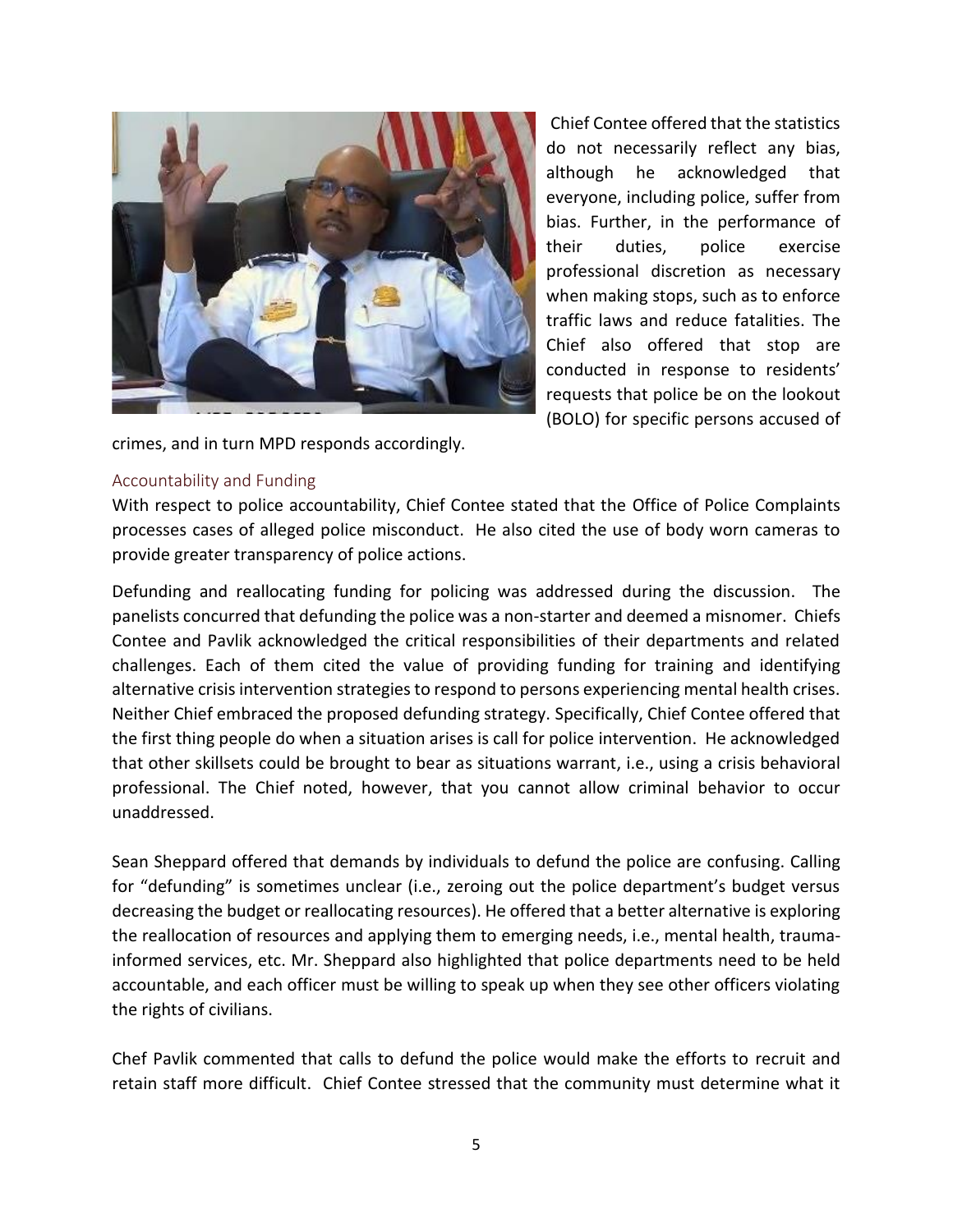Chief Contee offered that the statistics do not necessarily reflect any bias, although he acknowledged that everyone, including police, suffer from bias. Further, in the performance of their duties, police exercise professional discretion as necessary when making stops, such as to enforce traffic laws and reduce fatalities. The Chief also offered that stop are conducted in response to residents' requests that police be on the lookout (BOLO) for specific persons accused of crimes, and in turn MPD responds accordingly.

## Accountability and Funding

With respect to police accountability, Chief Contee stated that the Office of Police Complaints processes cases of alleged police misconduct. He also cited the use of body worn cameras to provide greater transparency of police actions.

Defunding and reallocating funding for policing was addressed during the discussion. The panelists concurred that defunding the police was a non-starter and deemed a misnomer. Chiefs Contee and Pavlik acknowledged the critical responsibilities of their departments and related challenges. Each of them cited the value of providing funding for training and identifying alternative crisis intervention strategies to respond to persons experiencing mental health crises. Neither Chief embraced the proposed defunding strategy. Specifically, Chief Contee offered that the first thing people do when a situation arises is call for police intervention. He acknowledged that other skillsets could be brought to bear as situations warrant, i.e., using a crisis behavioral professional. The Chief noted, however, that you cannot allow criminal behavior to occur unaddressed.

Sean Sheppard offered that demands by individuals to defund the police are confusing. Calling for "defunding" is sometimes unclear (i.e., zeroing out the police department's budget versus decreasing the budget or reallocating resources). He offered that a better alternative is exploring the reallocation of resources and applying them to emerging needs, i.e., mental health, trauma-informed services, etc. Mr. Sheppard also highlighted that police departments need to be held accountable, and each officer must be willing to speak up when they see other officers violating the rights of civilians.

Chef Pavlik commented that calls to defund the police would make the efforts to recruit and retain staff more difficult. Chief Contee stressed that the community must determine what it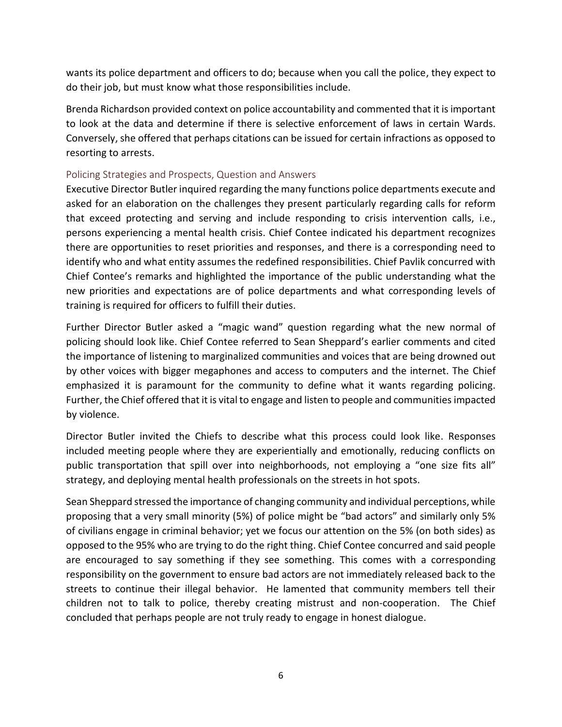wants its police department and officers to do; because when you call the police, they expect to do their job, but must know what those responsibilities include.

Brenda Richardson provided context on police accountability and commented that it is important to look at the data and determine if there is selective enforcement of laws in certain Wards. Conversely, she offered that perhaps citations can be issued for certain infractions as opposed to resorting to arrests.

### Policing Strategies and Prospects, Question and Answers

Executive Director Butler inquired regarding the many functions police departments execute and asked for an elaboration on the challenges they present particularly regarding calls for reform that exceed protecting and serving and include responding to crisis intervention calls, i.e., persons experiencing a mental health crisis. Chief Contee indicated his department recognizes there are opportunities to reset priorities and responses, and there is a corresponding need to identify who and what entity assumes the redefined responsibilities. Chief Pavlik concurred with Chief Contee's remarks and highlighted the importance of the public understanding what the new priorities and expectations are of police departments and what corresponding levels of training is required for officers to fulfill their duties.

Further Director Butler asked a "magic wand" question regarding what the new normal of policing should look like. Chief Contee referred to Sean Sheppard's earlier comments and cited the importance of listening to marginalized communities and voices that are being drowned out by other voices with bigger megaphones and access to computers and the internet. The Chief emphasized it is paramount for the community to define what it wants regarding policing. Further, the Chief offered that it is vital to engage and listen to people and communities impacted by violence.

Director Butler invited the Chiefs to describe what this process could look like. Responses included meeting people where they are experientially and emotionally, reducing conflicts on public transportation that spill over into neighborhoods, not employing a "one size fits all" strategy, and deploying mental health professionals on the streets in hot spots.

Sean Sheppard stressed the importance of changing community and individual perceptions, while proposing that a very small minority (5%) of police might be "bad actors" and similarly only 5% of civilians engage in criminal behavior; yet we focus our attention on the 5% (on both sides) as opposed to the 95% who are trying to do the right thing. Chief Contee concurred and said people are encouraged to say something if they see something. This comes with a corresponding responsibility on the government to ensure bad actors are not immediately released back to the streets to continue their illegal behavior. He lamented that community members tell their children not to talk to police, thereby creating mistrust and non-cooperation. The Chief concluded that perhaps people are not truly ready to engage in honest dialogue.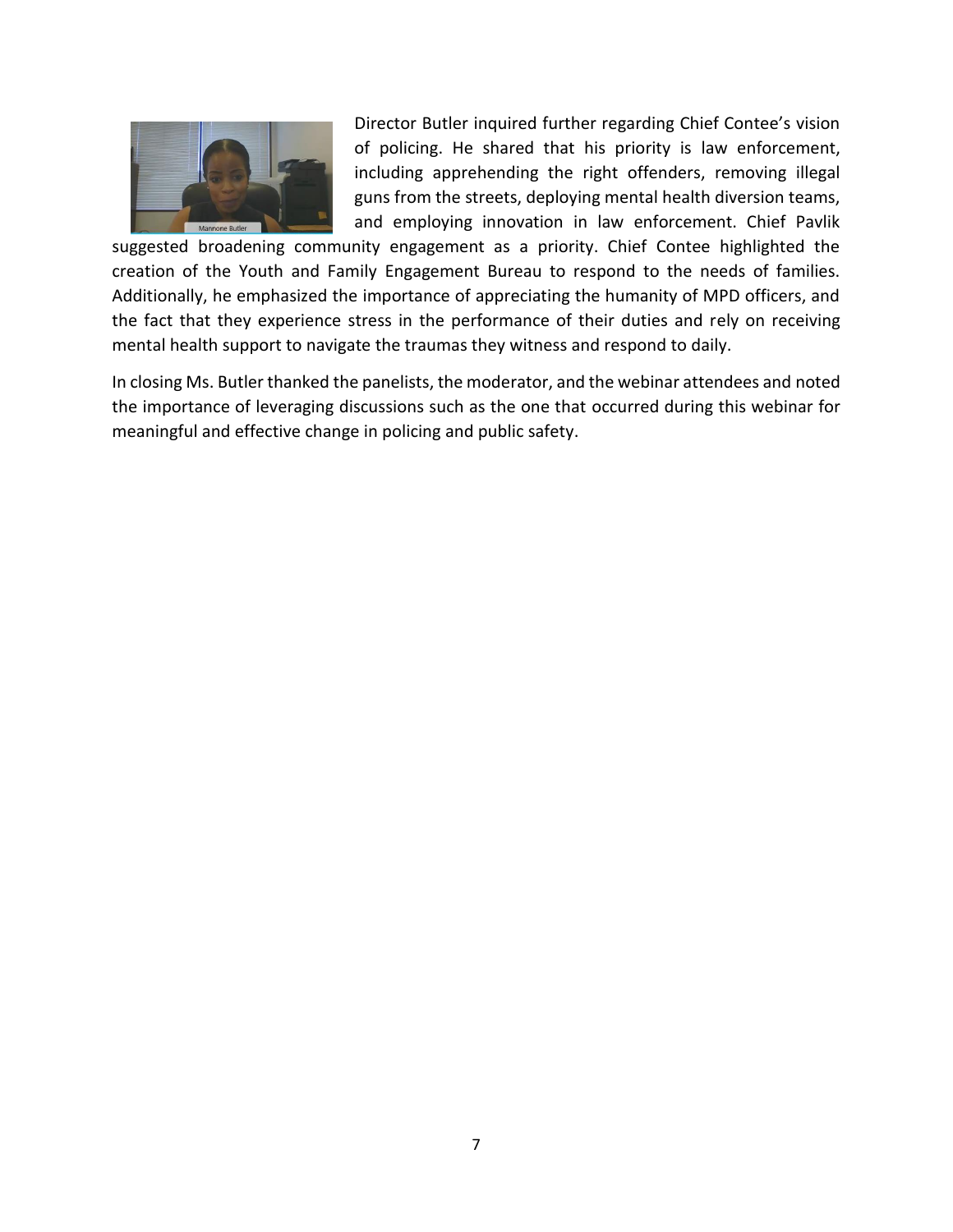Director Butler inquired further regarding Chief Contee's vision of policing. He shared that his priority is law enforcement, including apprehending the right offenders, removing illegal guns from the streets, deploying mental health diversion teams, and employing innovation in law enforcement. Chief Pavlik suggested broadening community engagement as a priority. Chief Contee highlighted the creation of the Youth and Family Engagement Bureau to respond to the needs of families. Additionally, he emphasized the importance of appreciating the humanity of MPD officers, and the fact that they experience stress in the performance of their duties and rely on receiving mental health support to navigate the traumas they witness and respond to daily.

In closing Ms. Butler thanked the panelists, the moderator, and the webinar attendees and noted the importance of leveraging discussions such as the one that occurred during this webinar for meaningful and effective change in policing and public safety.